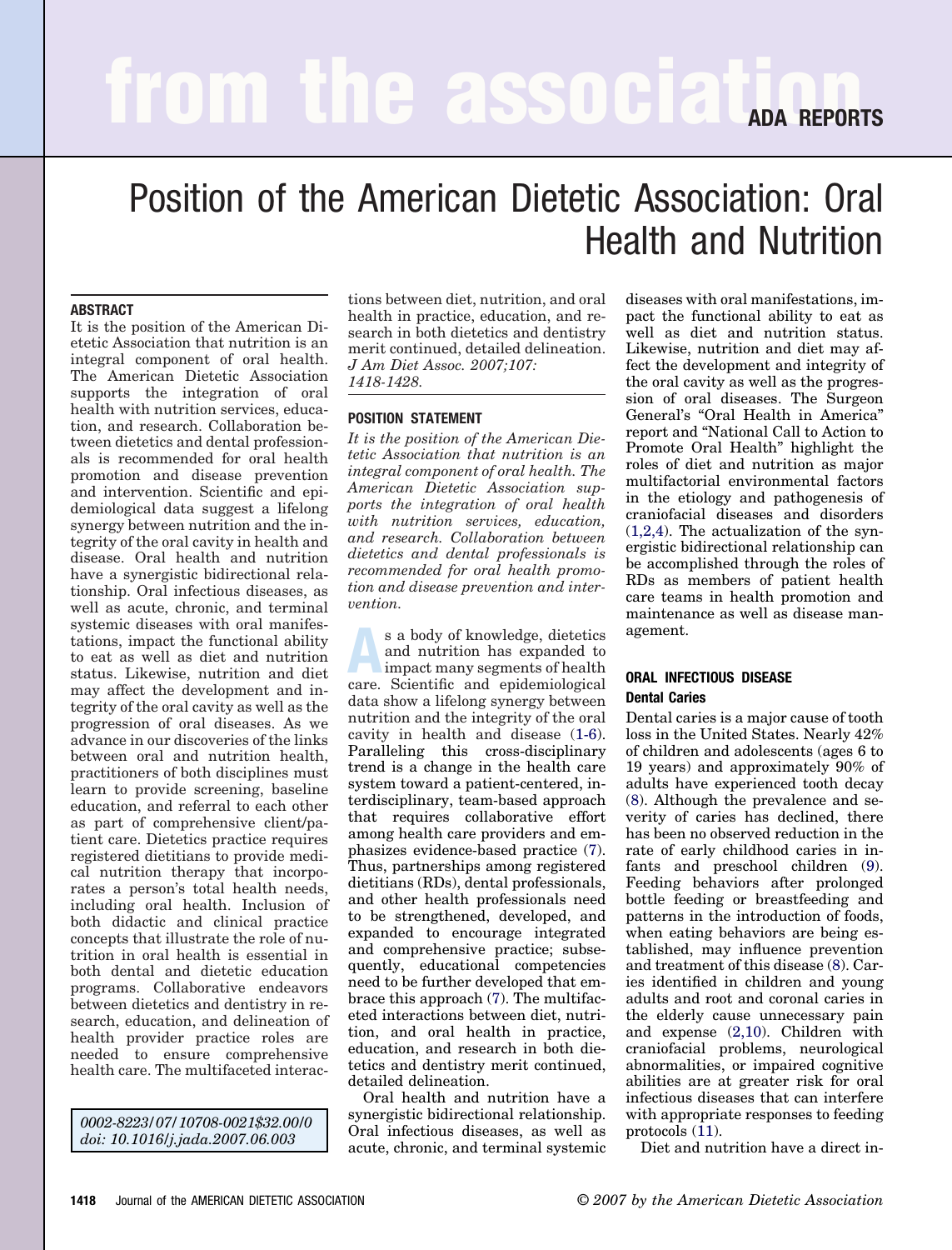# Position of the American Dietetic Association: Oral Health and Nutrition

## ABSTRACT

It is the position of the American Dietetic Association that nutrition is an integral component of oral health. The American Dietetic Association supports the integration of oral health with nutrition services, education, and research. Collaboration between dietetics and dental professionals is recommended for oral health promotion and disease prevention and intervention. Scientific and epidemiological data suggest a lifelong synergy between nutrition and the integrity of the oral cavity in health and disease. Oral health and nutrition have a synergistic bidirectional relationship. Oral infectious diseases, as well as acute, chronic, and terminal systemic diseases with oral manifestations, impact the functional ability to eat as well as diet and nutrition status. Likewise, nutrition and diet may affect the development and integrity of the oral cavity as well as the progression of oral diseases. As we advance in our discoveries of the links between oral and nutrition health, practitioners of both disciplines must learn to provide screening, baseline education, and referral to each other as part of comprehensive client/patient care. Dietetics practice requires registered dietitians to provide medical nutrition therapy that incorporates a person's total health needs, including oral health. Inclusion of both didactic and clinical practice concepts that illustrate the role of nutrition in oral health is essential in both dental and dietetic education programs. Collaborative endeavors between dietetics and dentistry in research, education, and delineation of health provider practice roles are needed to ensure comprehensive health care. The multifaceted interactions between diet, nutrition, and oral health in practice, education, and research in both dietetics and dentistry merit continued, detailed delineation.
*J Am Diet Assoc. 2007;107: 1418-1428.*

*0002-8223/07/10708-0021$32.00/0*
*doi: 10.1016/j.jada.2007.06.003*

## POSITION STATEMENT

*It is the position of the American Dietetic Association that nutrition is an integral component of oral health. The American Dietetic Association supports the integration of oral health with nutrition services, education, and research. Collaboration between dietetics and dental professionals is recommended for oral health promotion and disease prevention and intervention.*

As a body of knowledge, dietetics and nutrition has expanded to impact many segments of health care. Scientific and epidemiological data show a lifelong synergy between nutrition and the integrity of the oral cavity in health and disease (1-6). Paralleling this cross-disciplinary trend is a change in the health care system toward a patient-centered, interdisciplinary, team-based approach that requires collaborative effort among health care providers and emphasizes evidence-based practice (7). Thus, partnerships among registered dietitians (RDs), dental professionals, and other health professionals need to be strengthened, developed, and expanded to encourage integrated and comprehensive practice; subsequently, educational competencies need to be further developed that embrace this approach (7). The multifaceted interactions between diet, nutrition, and oral health in practice, education, and research in both dietetics and dentistry merit continued, detailed delineation.

Oral health and nutrition have a synergistic bidirectional relationship. Oral infectious diseases, as well as acute, chronic, and terminal systemic diseases with oral manifestations, impact the functional ability to eat as well as diet and nutrition status. Likewise, nutrition and diet may affect the development and integrity of the oral cavity as well as the progression of oral diseases. The Surgeon General's "Oral Health in America" report and "National Call to Action to Promote Oral Health" highlight the roles of diet and nutrition as major multifactorial environmental factors in the etiology and pathogenesis of craniofacial diseases and disorders (1,2,4). The actualization of the synergistic bidirectional relationship can be accomplished through the roles of RDs as members of patient health care teams in health promotion and maintenance as well as disease management.

## ORAL INFECTIOUS DISEASE

### Dental Caries

Dental caries is a major cause of tooth loss in the United States. Nearly 42% of children and adolescents (ages 6 to 19 years) and approximately 90% of adults have experienced tooth decay (8). Although the prevalence and severity of caries has declined, there has been no observed reduction in the rate of early childhood caries in infants and preschool children (9). Feeding behaviors after prolonged bottle feeding or breastfeeding and patterns in the introduction of foods, when eating behaviors are being established, may influence prevention and treatment of this disease (8). Caries identified in children and young adults and root and coronal caries in the elderly cause unnecessary pain and expense (2,10). Children with craniofacial problems, neurological abnormalities, or impaired cognitive abilities are at greater risk for oral infectious diseases that can interfere with appropriate responses to feeding protocols (11).

Diet and nutrition have a direct in-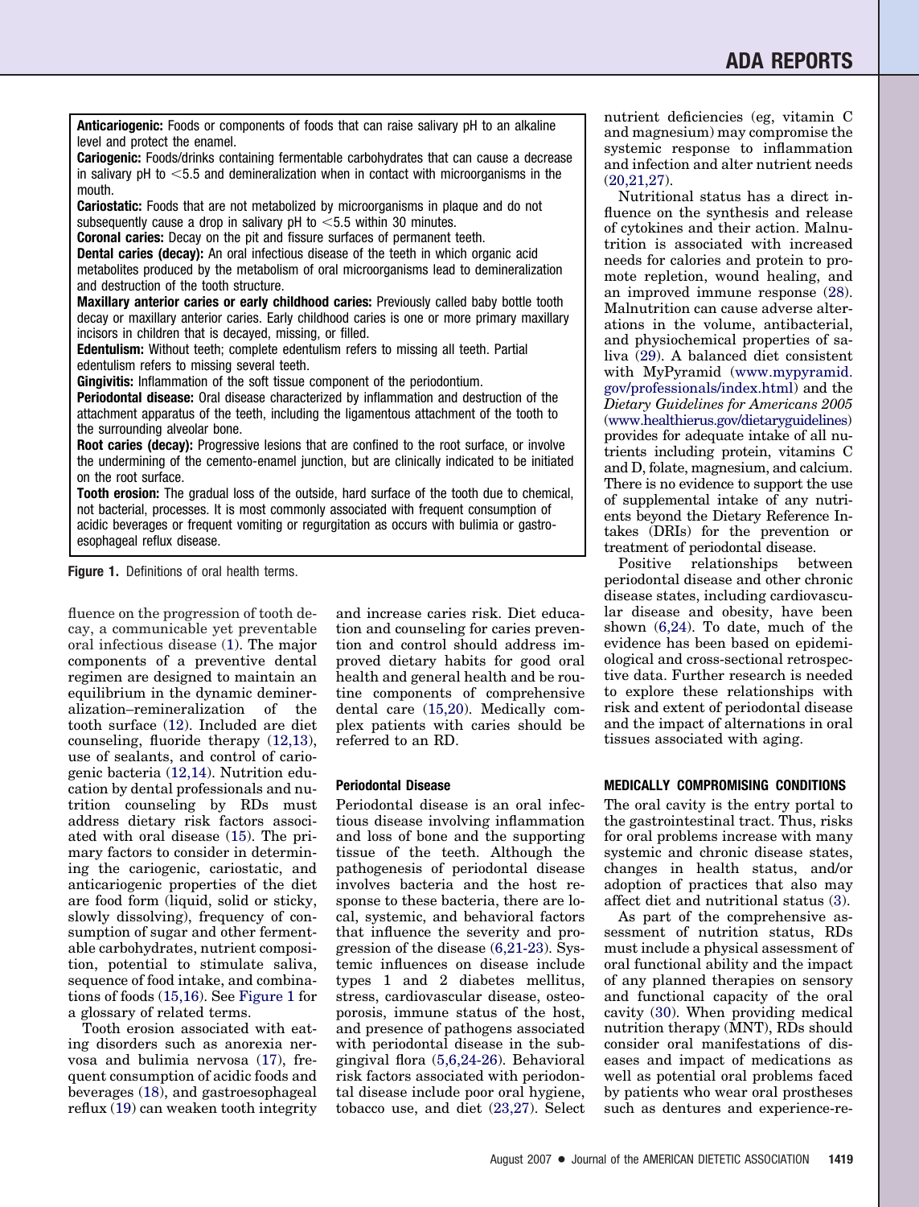**Anticariogenic:** Foods or components of foods that can raise salivary pH to an alkaline level and protect the enamel.

**Cariogenic:** Foods/drinks containing fermentable carbohydrates that can cause a decrease in salivary pH to <5.5 and demineralization when in contact with microorganisms in the mouth.

**Cariostatic:** Foods that are not metabolized by microorganisms in plaque and do not subsequently cause a drop in salivary pH to <5.5 within 30 minutes.

**Coronal caries:** Decay on the pit and fissure surfaces of permanent teeth.

**Dental caries (decay):** An oral infectious disease of the teeth in which organic acid metabolites produced by the metabolism of oral microorganisms lead to demineralization and destruction of the tooth structure.

**Maxillary anterior caries or early childhood caries:** Previously called baby bottle tooth decay or maxillary anterior caries. Early childhood caries is one or more primary maxillary incisors in children that is decayed, missing, or filled.

**Edentulism:** Without teeth; complete edentulism refers to missing all teeth. Partial edentulism refers to missing several teeth.

**Gingivitis:** Inflammation of the soft tissue component of the periodontium.

**Periodontal disease:** Oral disease characterized by inflammation and destruction of the attachment apparatus of the teeth, including the ligamentous attachment of the tooth to the surrounding alveolar bone.

**Root caries (decay):** Progressive lesions that are confined to the root surface, or involve the undermining of the cemento-enamel junction, but are clinically indicated to be initiated on the root surface.

**Tooth erosion:** The gradual loss of the outside, hard surface of the tooth due to chemical, not bacterial, processes. It is most commonly associated with frequent consumption of acidic beverages or frequent vomiting or regurgitation as occurs with bulimia or gastroesophageal reflux disease.

**Figure 1.** Definitions of oral health terms.

fluence on the progression of tooth decay, a communicable yet preventable oral infectious disease (1). The major components of a preventive dental regimen are designed to maintain an equilibrium in the dynamic demineralization–remineralization of the tooth surface (12). Included are diet counseling, fluoride therapy (12,13), use of sealants, and control of cariogenic bacteria (12,14). Nutrition education by dental professionals and nutrition counseling by RDs must address dietary risk factors associated with oral disease (15). The primary factors to consider in determining the cariogenic, cariostatic, and anticariogenic properties of the diet are food form (liquid, solid or sticky, slowly dissolving), frequency of consumption of sugar and other fermentable carbohydrates, nutrient composition, potential to stimulate saliva, sequence of food intake, and combinations of foods (15,16). See Figure 1 for a glossary of related terms.

Tooth erosion associated with eating disorders such as anorexia nervosa and bulimia nervosa (17), frequent consumption of acidic foods and beverages (18), and gastroesophageal reflux (19) can weaken tooth integrity and increase caries risk. Diet education and counseling for caries prevention and control should address improved dietary habits for good oral health and general health and be routine components of comprehensive dental care (15,20). Medically complex patients with caries should be referred to an RD.

### Periodontal Disease

Periodontal disease is an oral infectious disease involving inflammation and loss of bone and the supporting tissue of the teeth. Although the pathogenesis of periodontal disease involves bacteria and the host response to these bacteria, there are local, systemic, and behavioral factors that influence the severity and progression of the disease (6,21-23). Systemic influences on disease include types 1 and 2 diabetes mellitus, stress, cardiovascular disease, osteoporosis, immune status of the host, and presence of pathogens associated with periodontal disease in the subgingival flora (5,6,24-26). Behavioral risk factors associated with periodontal disease include poor oral hygiene, tobacco use, and diet (23,27). Select nutrient deficiencies (eg, vitamin C and magnesium) may compromise the systemic response to inflammation and infection and alter nutrient needs (20,21,27).

Nutritional status has a direct influence on the synthesis and release of cytokines and their action. Malnutrition is associated with increased needs for calories and protein to promote repletion, wound healing, and an improved immune response (28). Malnutrition can cause adverse alterations in the volume, antibacterial, and physiochemical properties of saliva (29). A balanced diet consistent with MyPyramid (www.mypyramid.gov/professionals/index.html) and the *Dietary Guidelines for Americans 2005* (www.healthierus.gov/dietaryguidelines) provides for adequate intake of all nutrients including protein, vitamins C and D, folate, magnesium, and calcium. There is no evidence to support the use of supplemental intake of any nutrients beyond the Dietary Reference Intakes (DRIs) for the prevention or treatment of periodontal disease.

Positive relationships between periodontal disease and other chronic disease states, including cardiovascular disease and obesity, have been shown (6,24). To date, much of the evidence has been based on epidemiological and cross-sectional retrospective data. Further research is needed to explore these relationships with risk and extent of periodontal disease and the impact of alternations in oral tissues associated with aging.

## MEDICALLY COMPROMISING CONDITIONS

The oral cavity is the entry portal to the gastrointestinal tract. Thus, risks for oral problems increase with many systemic and chronic disease states, changes in health status, and/or adoption of practices that also may affect diet and nutritional status (3).

As part of the comprehensive assessment of nutrition status, RDs must include a physical assessment of oral functional ability and the impact of any planned therapies on sensory and functional capacity of the oral cavity (30). When providing medical nutrition therapy (MNT), RDs should consider oral manifestations of diseases and impact of medications as well as potential oral problems faced by patients who wear oral prostheses such as dentures and experience-re-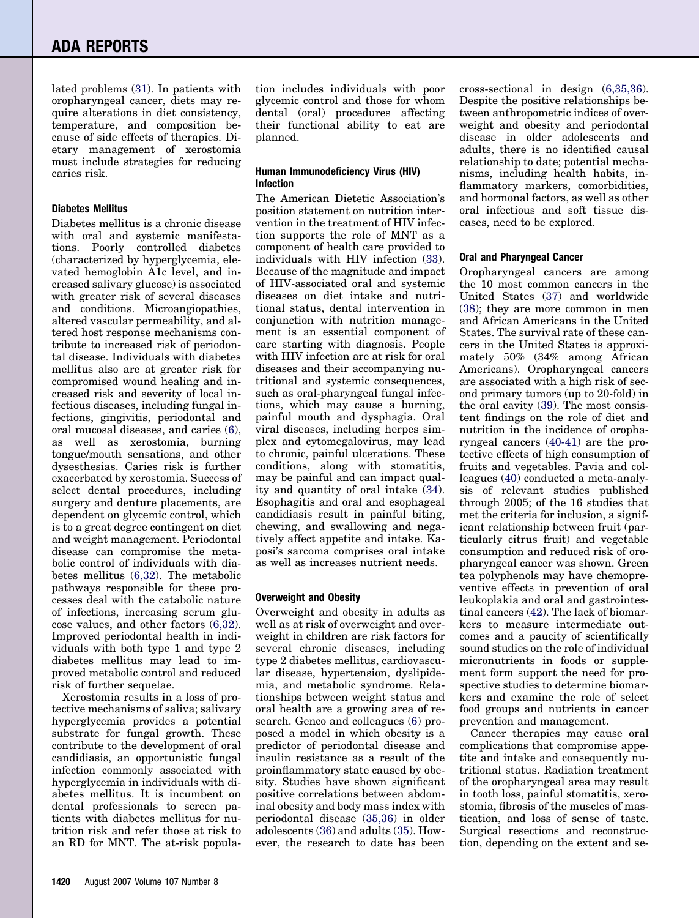lated problems (31). In patients with oropharyngeal cancer, diets may require alterations in diet consistency, temperature, and composition because of side effects of therapies. Dietary management of xerostomia must include strategies for reducing caries risk.

### Diabetes Mellitus

Diabetes mellitus is a chronic disease with oral and systemic manifestations. Poorly controlled diabetes (characterized by hyperglycemia, elevated hemoglobin A1c level, and increased salivary glucose) is associated with greater risk of several diseases and conditions. Microangiopathies, altered vascular permeability, and altered host response mechanisms contribute to increased risk of periodontal disease. Individuals with diabetes mellitus also are at greater risk for compromised wound healing and increased risk and severity of local infectious diseases, including fungal infections, gingivitis, periodontal and oral mucosal diseases, and caries (6), as well as xerostomia, burning tongue/mouth sensations, and other dysesthesias. Caries risk is further exacerbated by xerostomia. Success of select dental procedures, including surgery and denture placements, are dependent on glycemic control, which is to a great degree contingent on diet and weight management. Periodontal disease can compromise the metabolic control of individuals with diabetes mellitus (6,32). The metabolic pathways responsible for these processes deal with the catabolic nature of infections, increasing serum glucose values, and other factors (6,32). Improved periodontal health in individuals with both type 1 and type 2 diabetes mellitus may lead to improved metabolic control and reduced risk of further sequelae.

Xerostomia results in a loss of protective mechanisms of saliva; salivary hyperglycemia provides a potential substrate for fungal growth. These contribute to the development of oral candidiasis, an opportunistic fungal infection commonly associated with hyperglycemia in individuals with diabetes mellitus. It is incumbent on dental professionals to screen patients with diabetes mellitus for nutrition risk and refer those at risk to an RD for MNT. The at-risk population includes individuals with poor glycemic control and those for whom dental (oral) procedures affecting their functional ability to eat are planned.

### Human Immunodeficiency Virus (HIV) Infection

The American Dietetic Association's position statement on nutrition intervention in the treatment of HIV infection supports the role of MNT as a component of health care provided to individuals with HIV infection (33). Because of the magnitude and impact of HIV-associated oral and systemic diseases on diet intake and nutritional status, dental intervention in conjunction with nutrition management is an essential component of care starting with diagnosis. People with HIV infection are at risk for oral diseases and their accompanying nutritional and systemic consequences, such as oral-pharyngeal fungal infections, which may cause a burning, painful mouth and dysphagia. Oral viral diseases, including herpes simplex and cytomegalovirus, may lead to chronic, painful ulcerations. These conditions, along with stomatitis, may be painful and can impact quality and quantity of oral intake (34). Esophagitis and oral and esophageal candidiasis result in painful biting, chewing, and swallowing and negatively affect appetite and intake. Kaposi's sarcoma comprises oral intake as well as increases nutrient needs.

### Overweight and Obesity

Overweight and obesity in adults as well as at risk of overweight and overweight in children are risk factors for several chronic diseases, including type 2 diabetes mellitus, cardiovascular disease, hypertension, dyslipidemia, and metabolic syndrome. Relationships between weight status and oral health are a growing area of research. Genco and colleagues (6) proposed a model in which obesity is a predictor of periodontal disease and insulin resistance as a result of the proinflammatory state caused by obesity. Studies have shown significant positive correlations between abdominal obesity and body mass index with periodontal disease (35,36) in older adolescents (36) and adults (35). However, the research to date has been cross-sectional in design (6,35,36). Despite the positive relationships between anthropometric indices of overweight and obesity and periodontal disease in older adolescents and adults, there is no identified causal relationship to date; potential mechanisms, including health habits, inflammatory markers, comorbidities, and hormonal factors, as well as other oral infectious and soft tissue diseases, need to be explored.

### Oral and Pharyngeal Cancer

Oropharyngeal cancers are among the 10 most common cancers in the United States (37) and worldwide (38); they are more common in men and African Americans in the United States. The survival rate of these cancers in the United States is approximately 50% (34% among African Americans). Oropharyngeal cancers are associated with a high risk of second primary tumors (up to 20-fold) in the oral cavity (39). The most consistent findings on the role of diet and nutrition in the incidence of oropharyngeal cancers (40-41) are the protective effects of high consumption of fruits and vegetables. Pavia and colleagues (40) conducted a meta-analysis of relevant studies published through 2005; of the 16 studies that met the criteria for inclusion, a significant relationship between fruit (particularly citrus fruit) and vegetable consumption and reduced risk of oropharyngeal cancer was shown. Green tea polyphenols may have chemopreventive effects in prevention of oral leukoplakia and oral and gastrointestinal cancers (42). The lack of biomarkers to measure intermediate outcomes and a paucity of scientifically sound studies on the role of individual micronutrients in foods or supplement form support the need for prospective studies to determine biomarkers and examine the role of select food groups and nutrients in cancer prevention and management.

Cancer therapies may cause oral complications that compromise appetite and intake and consequently nutritional status. Radiation treatment of the oropharyngeal area may result in tooth loss, painful stomatitis, xerostomia, fibrosis of the muscles of mastication, and loss of sense of taste. Surgical resections and reconstruction, depending on the extent and se-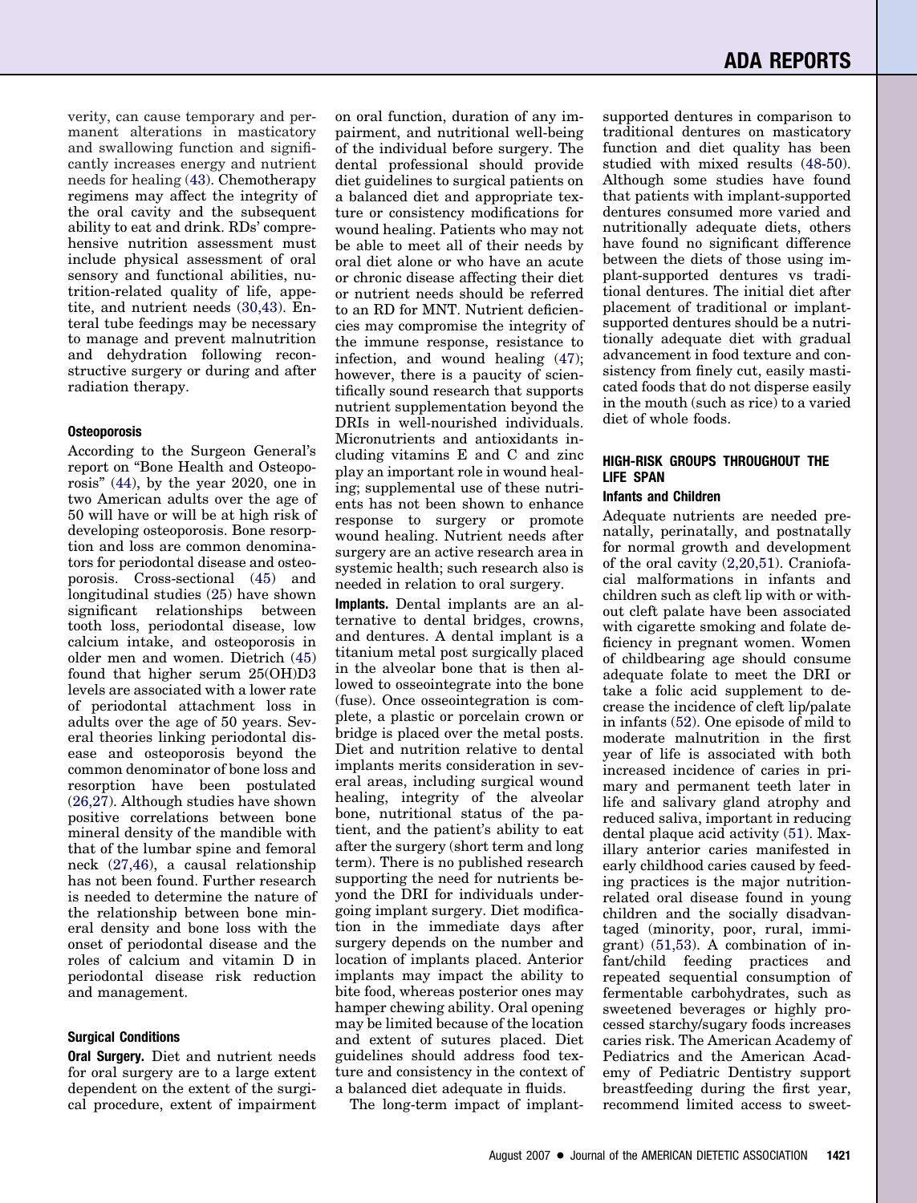verity, can cause temporary and permanent alterations in masticatory and swallowing function and significantly increases energy and nutrient needs for healing (43). Chemotherapy regimens may affect the integrity of the oral cavity and the subsequent ability to eat and drink. RDs' comprehensive nutrition assessment must include physical assessment of oral sensory and functional abilities, nutrition-related quality of life, appetite, and nutrient needs (30,43). Enteral tube feedings may be necessary to manage and prevent malnutrition and dehydration following reconstructive surgery or during and after radiation therapy.

#### Osteoporosis

According to the Surgeon General's report on "Bone Health and Osteoporosis" (44), by the year 2020, one in two American adults over the age of 50 will have or will be at high risk of developing osteoporosis. Bone resorption and loss are common denominators for periodontal disease and osteoporosis. Cross-sectional (45) and longitudinal studies (25) have shown significant relationships between tooth loss, periodontal disease, low calcium intake, and osteoporosis in older men and women. Dietrich (45) found that higher serum 25(OH)D3 levels are associated with a lower rate of periodontal attachment loss in adults over the age of 50 years. Several theories linking periodontal disease and osteoporosis beyond the common denominator of bone loss and resorption have been postulated (26,27). Although studies have shown positive correlations between bone mineral density of the mandible with that of the lumbar spine and femoral neck (27,46), a causal relationship has not been found. Further research is needed to determine the nature of the relationship between bone mineral density and bone loss with the onset of periodontal disease and the roles of calcium and vitamin D in periodontal disease risk reduction and management.

#### Surgical Conditions

**Oral Surgery.** Diet and nutrient needs for oral surgery are to a large extent dependent on the extent of the surgical procedure, extent of impairment on oral function, duration of any impairment, and nutritional well-being of the individual before surgery. The dental professional should provide diet guidelines to surgical patients on a balanced diet and appropriate texture or consistency modifications for wound healing. Patients who may not be able to meet all of their needs by oral diet alone or who have an acute or chronic disease affecting their diet or nutrient needs should be referred to an RD for MNT. Nutrient deficiencies may compromise the integrity of the immune response, resistance to infection, and wound healing (47); however, there is a paucity of scientifically sound research that supports nutrient supplementation beyond the DRIs in well-nourished individuals. Micronutrients and antioxidants including vitamins E and C and zinc play an important role in wound healing; supplemental use of these nutrients has not been shown to enhance response to surgery or promote wound healing. Nutrient needs after surgery are an active research area in systemic health; such research also is needed in relation to oral surgery.

**Implants.** Dental implants are an alternative to dental bridges, crowns, and dentures. A dental implant is a titanium metal post surgically placed in the alveolar bone that is then allowed to osseointegrate into the bone (fuse). Once osseointegration is complete, a plastic or porcelain crown or bridge is placed over the metal posts. Diet and nutrition relative to dental implants merits consideration in several areas, including surgical wound healing, integrity of the alveolar bone, nutritional status of the patient, and the patient's ability to eat after the surgery (short term and long term). There is no published research supporting the need for nutrients beyond the DRI for individuals undergoing implant surgery. Diet modification in the immediate days after surgery depends on the number and location of implants placed. Anterior implants may impact the ability to bite food, whereas posterior ones may hamper chewing ability. Oral opening may be limited because of the location and extent of sutures placed. Diet guidelines should address food texture and consistency in the context of a balanced diet adequate in fluids.

The long-term impact of implant-supported dentures in comparison to traditional dentures on masticatory function and diet quality has been studied with mixed results (48-50). Although some studies have found that patients with implant-supported dentures consumed more varied and nutritionally adequate diets, others have found no significant difference between the diets of those using implant-supported dentures vs traditional dentures. The initial diet after placement of traditional or implant-supported dentures should be a nutritionally adequate diet with gradual advancement in food texture and consistency from finely cut, easily masticated foods that do not disperse easily in the mouth (such as rice) to a varied diet of whole foods.

### HIGH-RISK GROUPS THROUGHOUT THE LIFE SPAN

#### Infants and Children

Adequate nutrients are needed prenatally, perinatally, and postnatally for normal growth and development of the oral cavity (2,20,51). Craniofacial malformations in infants and children such as cleft lip with or without cleft palate have been associated with cigarette smoking and folate deficiency in pregnant women. Women of childbearing age should consume adequate folate to meet the DRI or take a folic acid supplement to decrease the incidence of cleft lip/palate in infants (52). One episode of mild to moderate malnutrition in the first year of life is associated with both increased incidence of caries in primary and permanent teeth later in life and salivary gland atrophy and reduced saliva, important in reducing dental plaque acid activity (51). Maxillary anterior caries manifested in early childhood caries caused by feeding practices is the major nutrition-related oral disease found in young children and the socially disadvantaged (minority, poor, rural, immigrant) (51,53). A combination of infant/child feeding practices and repeated sequential consumption of fermentable carbohydrates, such as sweetened beverages or highly processed starchy/sugary foods increases caries risk. The American Academy of Pediatrics and the American Academy of Pediatric Dentistry support breastfeeding during the first year, recommend limited access to sweet-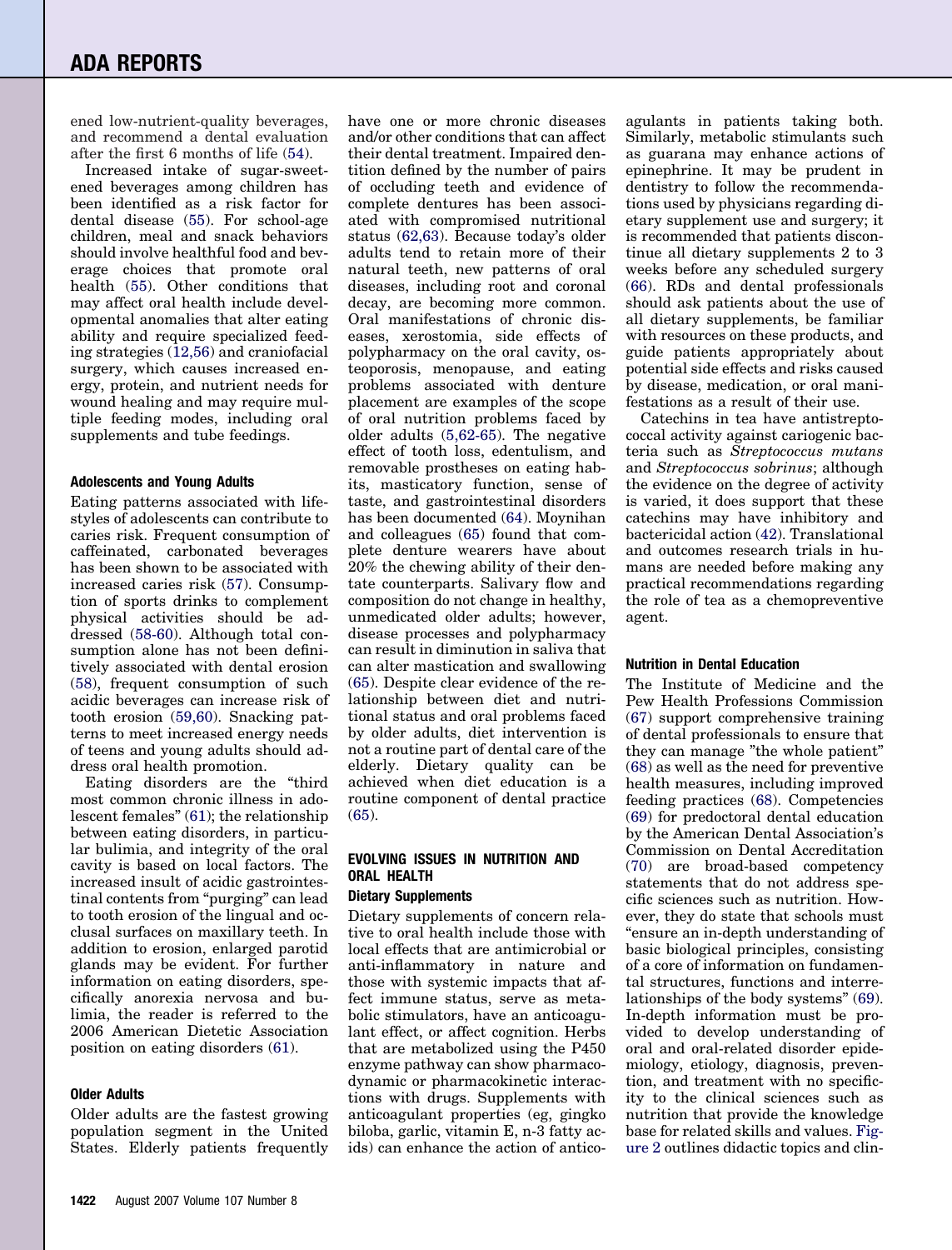ened low-nutrient-quality beverages, and recommend a dental evaluation after the first 6 months of life (54).

Increased intake of sugar-sweetened beverages among children has been identified as a risk factor for dental disease (55). For school-age children, meal and snack behaviors should involve healthful food and beverage choices that promote oral health (55). Other conditions that may affect oral health include developmental anomalies that alter eating ability and require specialized feeding strategies (12,56) and craniofacial surgery, which causes increased energy, protein, and nutrient needs for wound healing and may require multiple feeding modes, including oral supplements and tube feedings.

#### Adolescents and Young Adults

Eating patterns associated with lifestyles of adolescents can contribute to caries risk. Frequent consumption of caffeinated, carbonated beverages has been shown to be associated with increased caries risk (57). Consumption of sports drinks to complement physical activities should be addressed (58-60). Although total consumption alone has not been definitively associated with dental erosion (58), frequent consumption of such acidic beverages can increase risk of tooth erosion (59,60). Snacking patterns to meet increased energy needs of teens and young adults should address oral health promotion.

Eating disorders are the "third most common chronic illness in adolescent females" (61); the relationship between eating disorders, in particular bulimia, and integrity of the oral cavity is based on local factors. The increased insult of acidic gastrointestinal contents from "purging" can lead to tooth erosion of the lingual and occlusal surfaces on maxillary teeth. In addition to erosion, enlarged parotid glands may be evident. For further information on eating disorders, specifically anorexia nervosa and bulimia, the reader is referred to the 2006 American Dietetic Association position on eating disorders (61).

#### Older Adults

Older adults are the fastest growing population segment in the United States. Elderly patients frequently have one or more chronic diseases and/or other conditions that can affect their dental treatment. Impaired dentition defined by the number of pairs of occluding teeth and evidence of complete dentures has been associated with compromised nutritional status (62,63). Because today's older adults tend to retain more of their natural teeth, new patterns of oral diseases, including root and coronal decay, are becoming more common. Oral manifestations of chronic diseases, xerostomia, side effects of polypharmacy on the oral cavity, osteoporosis, menopause, and eating problems associated with denture placement are examples of the scope of oral nutrition problems faced by older adults (5,62-65). The negative effect of tooth loss, edentulism, and removable prostheses on eating habits, masticatory function, sense of taste, and gastrointestinal disorders has been documented (64). Moynihan and colleagues (65) found that complete denture wearers have about 20% the chewing ability of their dentate counterparts. Salivary flow and composition do not change in healthy, unmedicated older adults; however, disease processes and polypharmacy can result in diminution in saliva that can alter mastication and swallowing (65). Despite clear evidence of the relationship between diet and nutritional status and oral problems faced by older adults, diet intervention is not a routine part of dental care of the elderly. Dietary quality can be achieved when diet education is a routine component of dental practice (65).

### EVOLVING ISSUES IN NUTRITION AND ORAL HEALTH

#### Dietary Supplements

Dietary supplements of concern relative to oral health include those with local effects that are antimicrobial or anti-inflammatory in nature and those with systemic impacts that affect immune status, serve as metabolic stimulators, have an anticoagulant effect, or affect cognition. Herbs that are metabolized using the P450 enzyme pathway can show pharmacodynamic or pharmacokinetic interactions with drugs. Supplements with anticoagulant properties (eg, gingko biloba, garlic, vitamin E, n-3 fatty acids) can enhance the action of anticoagulants in patients taking both. Similarly, metabolic stimulants such as guarana may enhance actions of epinephrine. It may be prudent in dentistry to follow the recommendations used by physicians regarding dietary supplement use and surgery; it is recommended that patients discontinue all dietary supplements 2 to 3 weeks before any scheduled surgery (66). RDs and dental professionals should ask patients about the use of all dietary supplements, be familiar with resources on these products, and guide patients appropriately about potential side effects and risks caused by disease, medication, or oral manifestations as a result of their use.

Catechins in tea have antistreptococcal activity against cariogenic bacteria such as *Streptococcus mutans* and *Streptococcus sobrinus*; although the evidence on the degree of activity is varied, it does support that these catechins may have inhibitory and bactericidal action (42). Translational and outcomes research trials in humans are needed before making any practical recommendations regarding the role of tea as a chemopreventive agent.

#### Nutrition in Dental Education

The Institute of Medicine and the Pew Health Professions Commission (67) support comprehensive training of dental professionals to ensure that they can manage "the whole patient" (68) as well as the need for preventive health measures, including improved feeding practices (68). Competencies (69) for predoctoral dental education by the American Dental Association's Commission on Dental Accreditation (70) are broad-based competency statements that do not address specific sciences such as nutrition. However, they do state that schools must "ensure an in-depth understanding of basic biological principles, consisting of a core of information on fundamental structures, functions and interrelationships of the body systems" (69). In-depth information must be provided to develop understanding of oral and oral-related disorder epidemiology, etiology, diagnosis, prevention, and treatment with no specificity to the clinical sciences such as nutrition that provide the knowledge base for related skills and values. Figure 2 outlines didactic topics and clin-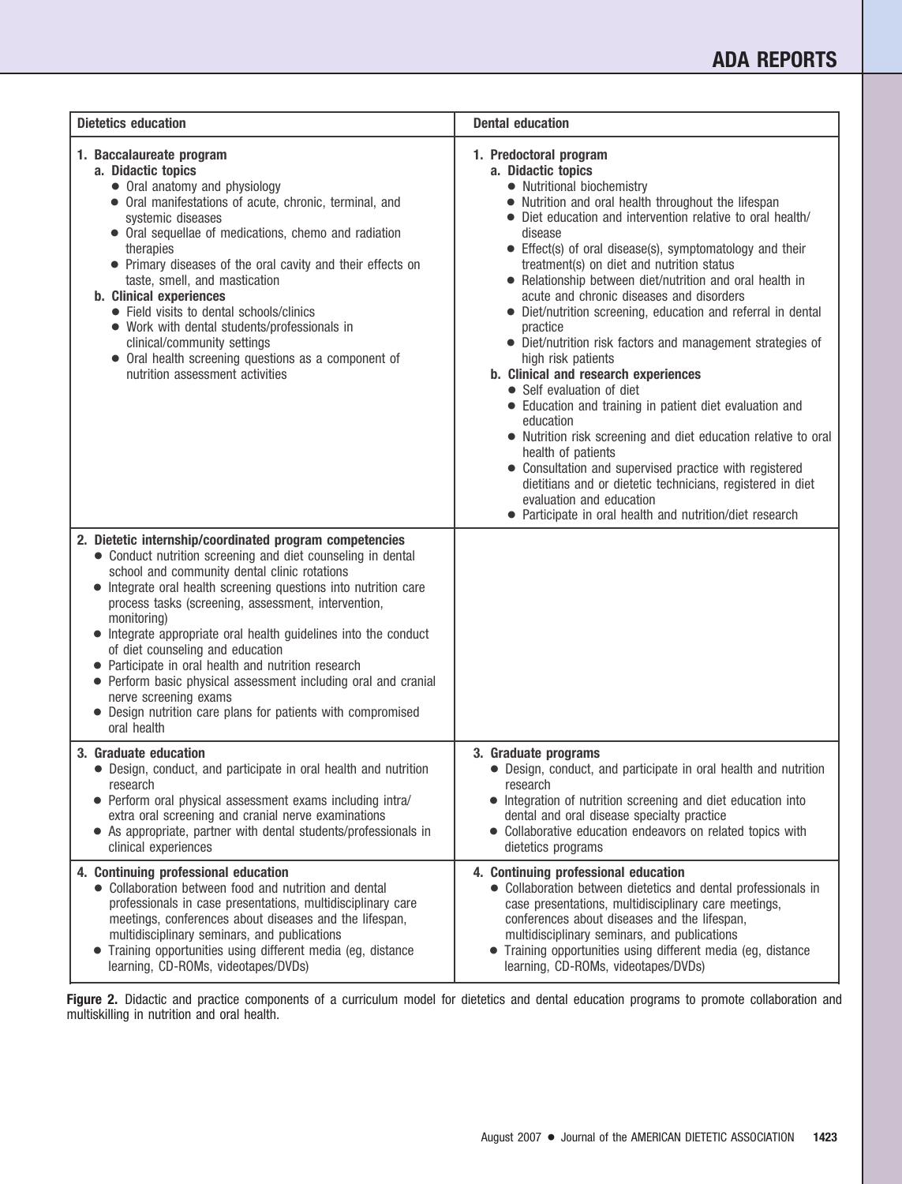| Dietetics education | Dental education |
|---|---|
| **1. Baccalaureate program**<br>**a. Didactic topics**<br>• Oral anatomy and physiology<br>• Oral manifestations of acute, chronic, terminal, and systemic diseases<br>• Oral sequellae of medications, chemo and radiation therapies<br>• Primary diseases of the oral cavity and their effects on taste, smell, and mastication<br>**b. Clinical experiences**<br>• Field visits to dental schools/clinics<br>• Work with dental students/professionals in clinical/community settings<br>• Oral health screening questions as a component of nutrition assessment activities | **1. Predoctoral program**<br>**a. Didactic topics**<br>• Nutritional biochemistry<br>• Nutrition and oral health throughout the lifespan<br>• Diet education and intervention relative to oral health/disease<br>• Effect(s) of oral disease(s), symptomatology and their treatment(s) on diet and nutrition status<br>• Relationship between diet/nutrition and oral health in acute and chronic diseases and disorders<br>• Diet/nutrition screening, education and referral in dental practice<br>• Diet/nutrition risk factors and management strategies of high risk patients<br>**b. Clinical and research experiences**<br>• Self evaluation of diet<br>• Education and training in patient diet evaluation and education<br>• Nutrition risk screening and diet education relative to oral health of patients<br>• Consultation and supervised practice with registered dietitians and or dietetic technicians, registered in diet evaluation and education<br>• Participate in oral health and nutrition/diet research |
| **2. Dietetic internship/coordinated program competencies**<br>• Conduct nutrition screening and diet counseling in dental school and community dental clinic rotations<br>• Integrate oral health screening questions into nutrition care process tasks (screening, assessment, intervention, monitoring)<br>• Integrate appropriate oral health guidelines into the conduct of diet counseling and education<br>• Participate in oral health and nutrition research<br>• Perform basic physical assessment including oral and cranial nerve screening exams<br>• Design nutrition care plans for patients with compromised oral health | |
| **3. Graduate education**<br>• Design, conduct, and participate in oral health and nutrition research<br>• Perform oral physical assessment exams including intra/extra oral screening and cranial nerve examinations<br>• As appropriate, partner with dental students/professionals in clinical experiences | **3. Graduate programs**<br>• Design, conduct, and participate in oral health and nutrition research<br>• Integration of nutrition screening and diet education into dental and oral disease specialty practice<br>• Collaborative education endeavors on related topics with dietetics programs |
| **4. Continuing professional education**<br>• Collaboration between food and nutrition and dental professionals in case presentations, multidisciplinary care meetings, conferences about diseases and the lifespan, multidisciplinary seminars, and publications<br>• Training opportunities using different media (eg, distance learning, CD-ROMs, videotapes/DVDs) | **4. Continuing professional education**<br>• Collaboration between dietetics and dental professionals in case presentations, multidisciplinary care meetings, conferences about diseases and the lifespan, multidisciplinary seminars, and publications<br>• Training opportunities using different media (eg, distance learning, CD-ROMs, videotapes/DVDs) |

**Figure 2.** Didactic and practice components of a curriculum model for dietetics and dental education programs to promote collaboration and multiskilling in nutrition and oral health.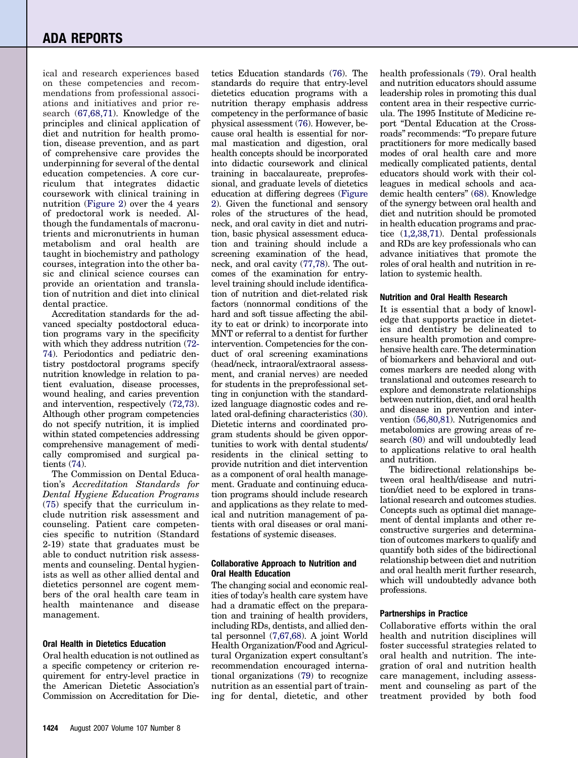ical and research experiences based on these competencies and recommendations from professional associations and initiatives and prior research (67,68,71). Knowledge of the principles and clinical application of diet and nutrition for health promotion, disease prevention, and as part of comprehensive care provides the underpinning for several of the dental education competencies. A core curriculum that integrates didactic coursework with clinical training in nutrition (Figure 2) over the 4 years of predoctoral work is needed. Although the fundamentals of macronutrients and micronutrients in human metabolism and oral health are taught in biochemistry and pathology courses, integration into the other basic and clinical science courses can provide an orientation and translation of nutrition and diet into clinical dental practice.

Accreditation standards for the advanced specialty postdoctoral education programs vary in the specificity with which they address nutrition (72-74). Periodontics and pediatric dentistry postdoctoral programs specify nutrition knowledge in relation to patient evaluation, disease processes, wound healing, and caries prevention and intervention, respectively (72,73). Although other program competencies do not specify nutrition, it is implied within stated competencies addressing comprehensive management of medically compromised and surgical patients (74).

The Commission on Dental Education's *Accreditation Standards for Dental Hygiene Education Programs* (75) specify that the curriculum include nutrition risk assessment and counseling. Patient care competencies specific to nutrition (Standard 2-19) state that graduates must be able to conduct nutrition risk assessments and counseling. Dental hygienists as well as other allied dental and dietetics personnel are cogent members of the oral health care team in health maintenance and disease management.

#### Oral Health in Dietetics Education

Oral health education is not outlined as a specific competency or criterion requirement for entry-level practice in the American Dietetic Association's Commission on Accreditation for Dietetics Education standards (76). The standards do require that entry-level dietetics education programs with a nutrition therapy emphasis address competency in the performance of basic physical assessment (76). However, because oral health is essential for normal mastication and digestion, oral health concepts should be incorporated into didactic coursework and clinical training in baccalaureate, preprofessional, and graduate levels of dietetics education at differing degrees (Figure 2). Given the functional and sensory roles of the structures of the head, neck, and oral cavity in diet and nutrition, basic physical assessment education and training should include a screening examination of the head, neck, and oral cavity (77,78). The outcomes of the examination for entry-level training should include identification of nutrition and diet-related risk factors (nonnormal conditions of the hard and soft tissue affecting the ability to eat or drink) to incorporate into MNT or referral to a dentist for further intervention. Competencies for the conduct of oral screening examinations (head/neck, intraoral/extraoral assessment, and cranial nerves) are needed for students in the preprofessional setting in conjunction with the standardized language diagnostic codes and related oral-defining characteristics (30). Dietetic interns and coordinated program students should be given opportunities to work with dental students/residents in the clinical setting to provide nutrition and diet intervention as a component of oral health management. Graduate and continuing education programs should include research and applications as they relate to medical and nutrition management of patients with oral diseases or oral manifestations of systemic diseases.

#### Collaborative Approach to Nutrition and Oral Health Education

The changing social and economic realities of today's health care system have had a dramatic effect on the preparation and training of health providers, including RDs, dentists, and allied dental personnel (7,67,68). A joint World Health Organization/Food and Agricultural Organization expert consultant's recommendation encouraged international organizations (79) to recognize nutrition as an essential part of training for dental, dietetic, and other health professionals (79). Oral health and nutrition educators should assume leadership roles in promoting this dual content area in their respective curricula. The 1995 Institute of Medicine report "Dental Education at the Crossroads" recommends: "To prepare future practitioners for more medically based modes of oral health care and more medically complicated patients, dental educators should work with their colleagues in medical schools and academic health centers" (68). Knowledge of the synergy between oral health and diet and nutrition should be promoted in health education programs and practice (1,2,38,71). Dental professionals and RDs are key professionals who can advance initiatives that promote the roles of oral health and nutrition in relation to systemic health.

#### Nutrition and Oral Health Research

It is essential that a body of knowledge that supports practice in dietetics and dentistry be delineated to ensure health promotion and comprehensive health care. The determination of biomarkers and behavioral and outcomes markers are needed along with translational and outcomes research to explore and demonstrate relationships between nutrition, diet, and oral health and disease in prevention and intervention (56,80,81). Nutrigenomics and metabolomics are growing areas of research (80) and will undoubtedly lead to applications relative to oral health and nutrition.

The bidirectional relationships between oral health/disease and nutrition/diet need to be explored in translational research and outcomes studies. Concepts such as optimal diet management of dental implants and other reconstructive surgeries and determination of outcomes markers to qualify and quantify both sides of the bidirectional relationship between diet and nutrition and oral health merit further research, which will undoubtedly advance both professions.

#### Partnerships in Practice

Collaborative efforts within the oral health and nutrition disciplines will foster successful strategies related to oral health and nutrition. The integration of oral and nutrition health care management, including assessment and counseling as part of the treatment provided by both food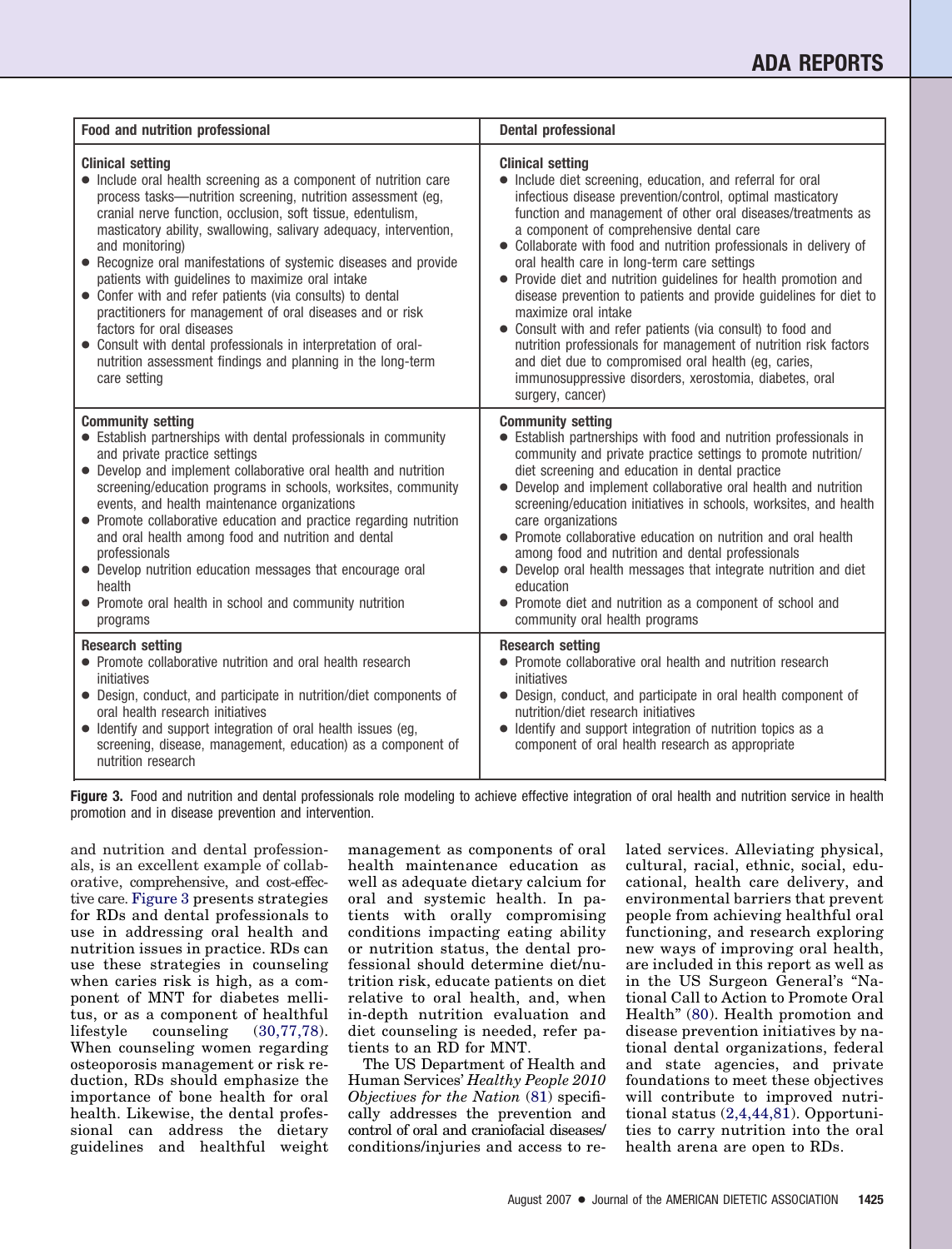| Food and nutrition professional | Dental professional |
|---|---|
| **Clinical setting**<br>• Include oral health screening as a component of nutrition care process tasks—nutrition screening, nutrition assessment (eg, cranial nerve function, occlusion, soft tissue, edentulism, masticatory ability, swallowing, salivary adequacy, intervention, and monitoring)<br>• Recognize oral manifestations of systemic diseases and provide patients with guidelines to maximize oral intake<br>• Confer with and refer patients (via consults) to dental practitioners for management of oral diseases and or risk factors for oral diseases<br>• Consult with dental professionals in interpretation of oral-nutrition assessment findings and planning in the long-term care setting | **Clinical setting**<br>• Include diet screening, education, and referral for oral infectious disease prevention/control, optimal masticatory function and management of other oral diseases/treatments as a component of comprehensive dental care<br>• Collaborate with food and nutrition professionals in delivery of oral health care in long-term care settings<br>• Provide diet and nutrition guidelines for health promotion and disease prevention to patients and provide guidelines for diet to maximize oral intake<br>• Consult with and refer patients (via consult) to food and nutrition professionals for management of nutrition risk factors and diet due to compromised oral health (eg, caries, immunosuppressive disorders, xerostomia, diabetes, oral surgery, cancer) |
| **Community setting**<br>• Establish partnerships with dental professionals in community and private practice settings<br>• Develop and implement collaborative oral health and nutrition screening/education programs in schools, worksites, community events, and health maintenance organizations<br>• Promote collaborative education and practice regarding nutrition and oral health among food and nutrition and dental professionals<br>• Develop nutrition education messages that encourage oral health<br>• Promote oral health in school and community nutrition programs | **Community setting**<br>• Establish partnerships with food and nutrition professionals in community and private practice settings to promote nutrition/diet screening and education in dental practice<br>• Develop and implement collaborative oral health and nutrition screening/education initiatives in schools, worksites, and health care organizations<br>• Promote collaborative education on nutrition and oral health among food and nutrition and dental professionals<br>• Develop oral health messages that integrate nutrition and diet education<br>• Promote diet and nutrition as a component of school and community oral health programs |
| **Research setting**<br>• Promote collaborative nutrition and oral health research initiatives<br>• Design, conduct, and participate in nutrition/diet components of oral health research initiatives<br>• Identify and support integration of oral health issues (eg, screening, disease, management, education) as a component of nutrition research | **Research setting**<br>• Promote collaborative oral health and nutrition research initiatives<br>• Design, conduct, and participate in oral health component of nutrition/diet research initiatives<br>• Identify and support integration of nutrition topics as a component of oral health research as appropriate |

**Figure 3.** Food and nutrition and dental professionals role modeling to achieve effective integration of oral health and nutrition service in health promotion and in disease prevention and intervention.

and nutrition and dental professionals, is an excellent example of collaborative, comprehensive, and cost-effective care. Figure 3 presents strategies for RDs and dental professionals to use in addressing oral health and nutrition issues in practice. RDs can use these strategies in counseling when caries risk is high, as a component of MNT for diabetes mellitus, or as a component of healthful lifestyle counseling (30,77,78). When counseling women regarding osteoporosis management or risk reduction, RDs should emphasize the importance of bone health for oral health. Likewise, the dental professional can address the dietary guidelines and healthful weight management as components of oral health maintenance education as well as adequate dietary calcium for oral and systemic health. In patients with orally compromising conditions impacting eating ability or nutrition status, the dental professional should determine diet/nutrition risk, educate patients on diet relative to oral health, and, when in-depth nutrition evaluation and diet counseling is needed, refer patients to an RD for MNT.

The US Department of Health and Human Services' *Healthy People 2010 Objectives for the Nation* (81) specifically addresses the prevention and control of oral and craniofacial diseases/conditions/injuries and access to related services. Alleviating physical, cultural, racial, ethnic, social, educational, health care delivery, and environmental barriers that prevent people from achieving healthful oral functioning, and research exploring new ways of improving oral health, are included in this report as well as in the US Surgeon General's "National Call to Action to Promote Oral Health" (80). Health promotion and disease prevention initiatives by national dental organizations, federal and state agencies, and private foundations to meet these objectives will contribute to improved nutritional status (2,4,44,81). Opportunities to carry nutrition into the oral health arena are open to RDs.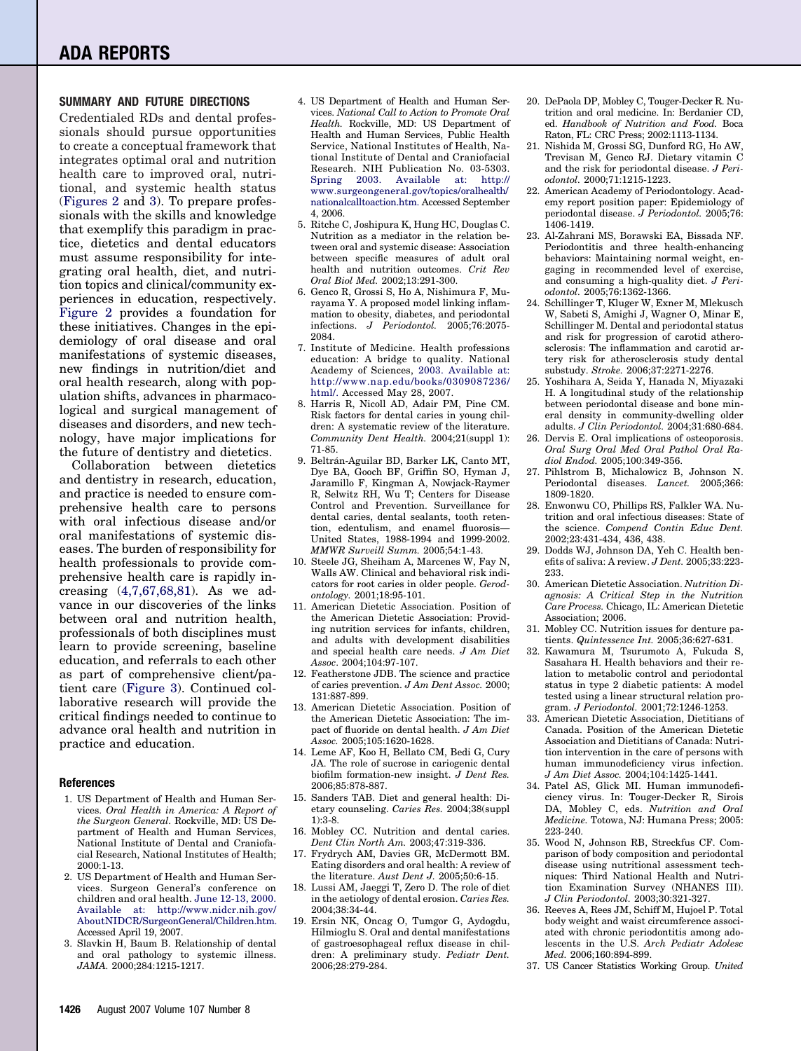## SUMMARY AND FUTURE DIRECTIONS

Credentialed RDs and dental professionals should pursue opportunities to create a conceptual framework that integrates optimal oral and nutrition health care to improved oral, nutritional, and systemic health status (Figures 2 and 3). To prepare professionals with the skills and knowledge that exemplify this paradigm in practice, dietetics and dental educators must assume responsibility for integrating oral health, diet, and nutrition topics and clinical/community experiences in education, respectively. Figure 2 provides a foundation for these initiatives. Changes in the epidemiology of oral disease and oral manifestations of systemic diseases, new findings in nutrition/diet and oral health research, along with population shifts, advances in pharmacological and surgical management of diseases and disorders, and new technology, have major implications for the future of dentistry and dietetics.

Collaboration between dietetics and dentistry in research, education, and practice is needed to ensure comprehensive health care to persons with oral infectious disease and/or oral manifestations of systemic diseases. The burden of responsibility for health professionals to provide comprehensive health care is rapidly increasing (4,7,67,68,81). As we advance in our discoveries of the links between oral and nutrition health, professionals of both disciplines must learn to provide screening, baseline education, and referrals to each other as part of comprehensive client/patient care (Figure 3). Continued collaborative research will provide the critical findings needed to continue to advance oral health and nutrition in practice and education.

### References

1. US Department of Health and Human Services. *Oral Health in America: A Report of the Surgeon General.* Rockville, MD: US Department of Health and Human Services, National Institute of Dental and Craniofacial Research, National Institutes of Health; 2000:1-13.
2. US Department of Health and Human Services. Surgeon General's conference on children and oral health. June 12-13, 2000. Available at: http://www.nidcr.nih.gov/AboutNIDCR/SurgeonGeneral/Children.htm. Accessed April 19, 2007.
3. Slavkin H, Baum B. Relationship of dental and oral pathology to systemic illness. *JAMA.* 2000;284:1215-1217.
4. US Department of Health and Human Services. *National Call to Action to Promote Oral Health.* Rockville, MD: US Department of Health and Human Services, Public Health Service, National Institutes of Health, National Institute of Dental and Craniofacial Research. NIH Publication No. 03-5303. Spring 2003. Available at: http://www.surgeongeneral.gov/topics/oralhealth/nationalcalltoaction.htm. Accessed September 4, 2006.
5. Ritche C, Joshipura K, Hung HC, Douglas C. Nutrition as a mediator in the relation between oral and systemic disease: Association between specific measures of adult oral health and nutrition outcomes. *Crit Rev Oral Biol Med.* 2002;13:291-300.
6. Genco R, Grossi S, Ho A, Nishimura F, Murayama Y. A proposed model linking inflammation to obesity, diabetes, and periodontal infections. *J Periodontol.* 2005;76:2075-2084.
7. Institute of Medicine. Health professions education: A bridge to quality. National Academy of Sciences, 2003. Available at: http://www.nap.edu/books/0309087236/html/. Accessed May 28, 2007.
8. Harris R, Nicoll AD, Adair PM, Pine CM. Risk factors for dental caries in young children: A systematic review of the literature. *Community Dent Health.* 2004;21(suppl 1):71-85.
9. Beltrán-Aguilar BD, Barker LK, Canto MT, Dye BA, Gooch BF, Griffin SO, Hyman J, Jaramillo F, Kingman A, Nowjack-Raymer R, Selwitz RH, Wu T; Centers for Disease Control and Prevention. Surveillance for dental caries, dental sealants, tooth retention, edentulism, and enamel fluorosis—United States, 1988-1994 and 1999-2002. *MMWR Surveill Summ.* 2005;54:1-43.
10. Steele JG, Sheiham A, Marcenes W, Fay N, Walls AW. Clinical and behavioral risk indicators for root caries in older people. *Gerodontology.* 2001;18:95-101.
11. American Dietetic Association. Position of the American Dietetic Association: Providing nutrition services for infants, children, and adults with development disabilities and special health care needs. *J Am Diet Assoc.* 2004;104:97-107.
12. Featherstone JDB. The science and practice of caries prevention. *J Am Dent Assoc.* 2000;131:887-899.
13. American Dietetic Association. Position of the American Dietetic Association: The impact of fluoride on dental health. *J Am Diet Assoc.* 2005;105:1620-1628.
14. Leme AF, Koo H, Bellato CM, Bedi G, Cury JA. The role of sucrose in cariogenic dental biofilm formation-new insight. *J Dent Res.* 2006;85:878-887.
15. Sanders TAB. Diet and general health: Dietary counseling. *Caries Res.* 2004;38(suppl 1):3-8.
16. Mobley CC. Nutrition and dental caries. *Dent Clin North Am.* 2003;47:319-336.
17. Frydrych AM, Davies GR, McDermott BM. Eating disorders and oral health: A review of the literature. *Aust Dent J.* 2005;50:6-15.
18. Lussi AM, Jaeggi T, Zero D. The role of diet in the aetiology of dental erosion. *Caries Res.* 2004;38:34-44.
19. Ersin NK, Oncag O, Tumgor G, Aydogdu, Hilmioglu S. Oral and dental manifestations of gastroesophageal reflux disease in children: A preliminary study. *Pediatr Dent.* 2006;28:279-284.
20. DePaola DP, Mobley C, Touger-Decker R. Nutrition and oral medicine. In: Berdanier CD, ed. *Handbook of Nutrition and Food.* Boca Raton, FL: CRC Press; 2002:1113-1134.
21. Nishida M, Grossi SG, Dunford RG, Ho AW, Trevisan M, Genco RJ. Dietary vitamin C and the risk for periodontal disease. *J Periodontol.* 2000;71:1215-1223.
22. American Academy of Periodontology. Academy report position paper: Epidemiology of periodontal disease. *J Periodontol.* 2005;76:1406-1419.
23. Al-Zahrani MS, Borawski EA, Bissada NF. Periodontitis and three health-enhancing behaviors: Maintaining normal weight, engaging in recommended level of exercise, and consuming a high-quality diet. *J Periodontol.* 2005;76:1362-1366.
24. Schillinger T, Kluger W, Exner M, Mlekusch W, Sabeti S, Amighi J, Wagner O, Minar E, Schillinger M. Dental and periodontal status and risk for progression of carotid atherosclerosis: The inflammation and carotid artery risk for atherosclerosis study dental substudy. *Stroke.* 2006;37:2271-2276.
25. Yoshihara A, Seida Y, Hanada N, Miyazaki H. A longitudinal study of the relationship between periodontal disease and bone mineral density in community-dwelling older adults. *J Clin Periodontol.* 2004;31:680-684.
26. Dervis E. Oral implications of osteoporosis. *Oral Surg Oral Med Oral Pathol Oral Radiol Endod.* 2005;100:349-356.
27. Pihlstrom B, Michalowicz B, Johnson N. Periodontal diseases. *Lancet.* 2005;366:1809-1820.
28. Enwonwu CO, Phillips RS, Falkler WA. Nutrition and oral infectious diseases: State of the science. *Compend Contin Educ Dent.* 2002;23:431-434, 436, 438.
29. Dodds WJ, Johnson DA, Yeh C. Health benefits of saliva: A review. *J Dent.* 2005;33:223-233.
30. American Dietetic Association. *Nutrition Diagnosis: A Critical Step in the Nutrition Care Process.* Chicago, IL: American Dietetic Association; 2006.
31. Mobley CC. Nutrition issues for denture patients. *Quintessence Int.* 2005;36:627-631.
32. Kawamura M, Tsurumoto A, Fukuda S, Sasahara H. Health behaviors and their relation to metabolic control and periodontal status in type 2 diabetic patients: A model tested using a linear structural relation program. *J Periodontol.* 2001;72:1246-1253.
33. American Dietetic Association, Dietitians of Canada. Position of the American Dietetic Association and Dietitians of Canada: Nutrition intervention in the care of persons with human immunodeficiency virus infection. *J Am Diet Assoc.* 2004;104:1425-1441.
34. Patel AS, Glick M. Human immunodeficiency virus. In: Touger-Decker R, Sirois DA, Mobley C, eds. *Nutrition and Oral Medicine.* Totowa, NJ: Humana Press; 2005:223-240.
35. Wood N, Johnson RB, Streckfus CF. Comparison of body composition and periodontal disease using nutritional assessment techniques: Third National Health and Nutrition Examination Survey (NHANES III). *J Clin Periodontol.* 2003;30:321-327.
36. Reeves A, Rees JM, Schiff M, Hujoel P. Total body weight and waist circumference associated with chronic periodontitis among adolescents in the U.S. *Arch Pediatr Adolesc Med.* 2006;160:894-899.
37. US Cancer Statistics Working Group. *United*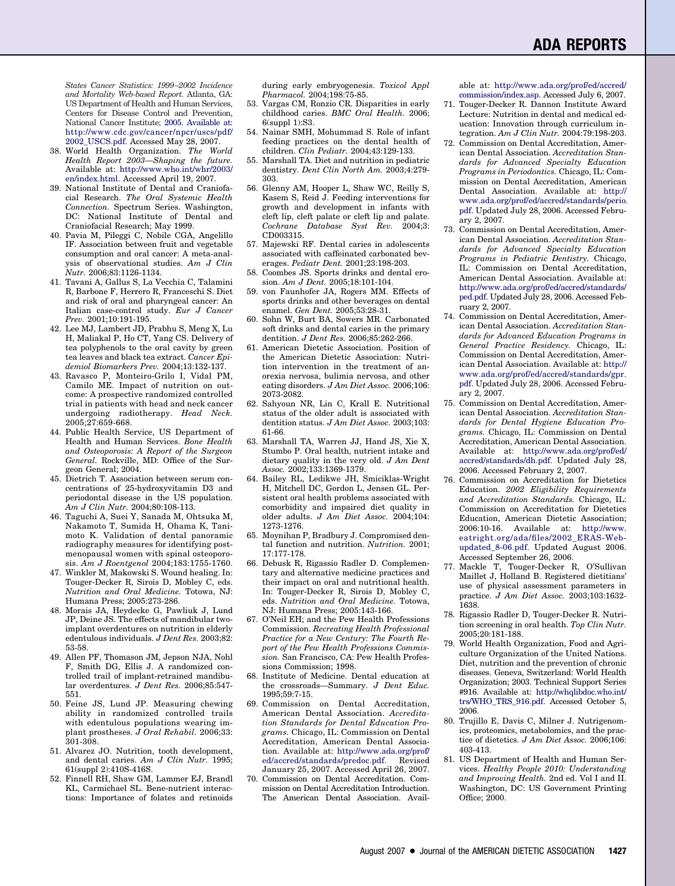States Cancer Statistics: 1999–2002 Incidence and Mortality Web-based Report.* Atlanta, GA: US Department of Health and Human Services, Centers for Disease Control and Prevention, National Cancer Institute; 2005. Available at: http://www.cdc.gov/cancer/npcr/uscs/pdf/2002_USCS.pdf. Accessed May 28, 2007.

38. World Health Organization. *The World Health Report 2003—Shaping the future.* Available at: http://www.who.int/whr/2003/en/index.html. Accessed April 19, 2007.
39. National Institute of Dental and Craniofacial Research. *The Oral Systemic Health Connection.* Spectrum Series. Washington, DC: National Institute of Dental and Craniofacial Research; May 1999.
40. Pavia M, Pileggi C, Nobile CGA, Angelillo IF. Association between fruit and vegetable consumption and oral cancer: A meta-analysis of observational studies. *Am J Clin Nutr.* 2006;83:1126-1134.
41. Tavani A, Gallus S, La Vecchia C, Talamini R, Barbone F, Herrero R, Franceschi S. Diet and risk of oral and pharyngeal cancer: An Italian case-control study. *Eur J Cancer Prev.* 2001;10:191-195.
42. Lee MJ, Lambert JD, Prabhu S, Meng X, Lu H, Maliakal P, Ho CT, Yang CS. Delivery of tea polyphenols to the oral cavity by green tea leaves and black tea extract. *Cancer Epidemiol Biomarkers Prev.* 2004;13:132-137.
43. Ravasco P, Monteiro-Grilo I, Vidal PM, Camilo ME. Impact of nutrition on outcome: A prospective randomized controlled trial in patients with head and neck cancer undergoing radiotherapy. *Head Neck.* 2005;27:659-668.
44. Public Health Service, US Department of Health and Human Services. *Bone Health and Osteoporosis: A Report of the Surgeon General.* Rockville, MD: Office of the Surgeon General; 2004.
45. Dietrich T. Association between serum concentrations of 25-hydroxyvitamin D3 and periodontal disease in the US population. *Am J Clin Nutr.* 2004;80:108-113.
46. Taguchi A, Suei Y, Sanada M, Ohtsuka M, Nakamoto T, Sumida H, Ohama K, Tanimoto K. Validation of dental panoramic radiography measures for identifying postmenopausal women with spinal osteoporosis. *Am J Roentgenol* 2004;183:1755-1760.
47. Winkler M, Makowski S. Wound healing. In: Touger-Decker R, Sirois D, Mobley C, eds. *Nutrition and Oral Medicine.* Totowa, NJ: Humana Press; 2005:273-286.
48. Morais JA, Heydecke G, Pawliuk J, Lund JP, Deine JS. The effects of mandibular two-implant overdentures on nutrition in elderly edentulous individuals. *J Dent Res.* 2003;82:53-58.
49. Allen PF, Thomason JM, Jepson NJA, Nohl F, Smith DG, Ellis J. A randomized controlled trail of implant-retrained mandibular overdentures. *J Dent Res.* 2006;85:547-551.
50. Feine JS, Lund JP. Measuring chewing ability in randomized controlled trails with edentulous populations wearing implant prostheses. *J Oral Rehabil.* 2006;33:301-308.
51. Alvarez JO. Nutrition, tooth development, and dental caries. *Am J Clin Nutr.* 1995;61(suppl 2):410S-416S.
52. Finnell RH, Shaw GM, Lammer EJ, Brandl KL, Carmichael SL. Bene-nutrient interactions: Importance of folates and retinoids during early embryogenesis. *Toxicol Appl Pharmacol.* 2004;198:75-85.
53. Vargas CM, Ronzio CR. Disparities in early childhood caries. *BMC Oral Health.* 2006;6(suppl 1):S3.
54. Nainar SMH, Mohummad S. Role of infant feeding practices on the dental health of children. *Clin Pediatr.* 2004;43:129-133.
55. Marshall TA. Diet and nutrition in pediatric dentistry. *Dent Clin North Am.* 2003;4:279-303.
56. Glenny AM, Hooper L, Shaw WC, Reilly S, Kasem S, Reid J. Feeding interventions for growth and development in infants with cleft lip, cleft palate or cleft lip and palate. *Cochrane Database Syst Rev.* 2004;3:CD003315.
57. Majewski RF. Dental caries in adolescents associated with caffeinated carbonated beverages. *Pediatr Dent.* 2001;23:198-203.
58. Coombes JS. Sports drinks and dental erosion. *Am J Dent.* 2005;18:101-104.
59. von Faunhofer JA, Rogers MM. Effects of sports drinks and other beverages on dental enamel. *Gen Dent.* 2005;53:28-31.
60. Sohn W, Burt BA, Sowers MR. Carbonated soft drinks and dental caries in the primary dentition. *J Dent Res.* 2006;85:262-266.
61. American Dietetic Association. Position of the American Dietetic Association: Nutrition intervention in the treatment of anorexia nervosa, bulimia nervosa, and other eating disorders. *J Am Diet Assoc.* 2006;106:2073-2082.
62. Sahyoun NR, Lin C, Krall E. Nutritional status of the older adult is associated with dentition status. *J Am Diet Assoc.* 2003;103:61-66.
63. Marshall TA, Warren JJ, Hand JS, Xie X, Stumbo P. Oral health, nutrient intake and dietary quality in the very old. *J Am Dent Assoc.* 2002;133:1369-1379.
64. Bailey RL, Ledikwe JH, Smiciklas-Wright H, Mitchell DC, Gordon L, Jensen GL. Persistent oral health problems associated with comorbidity and impaired diet quality in older adults. *J Am Diet Assoc.* 2004;104:1273-1276.
65. Moynihan P, Bradbury J. Compromised dental function and nutrition. *Nutrition.* 2001;17:177-178.
66. Debusk R, Rigassio Radler D. Complementary and alternative medicine practices and their impact on oral and nutritional health. In: Touger-Decker R, Sirois D, Mobley C, eds. *Nutrition and Oral Medicine.* Totowa, NJ: Humana Press; 2005:143-166.
67. O'Neil EH; and the Pew Health Professions Commission. *Recreating Health Professional Practice for a New Century: The Fourth Report of the Pew Health Professions Commission.* San Francisco, CA: Pew Health Professions Commission; 1998.
68. Institute of Medicine. Dental education at the crossroads—Summary. *J Dent Educ.* 1995;59:7-15.
69. Commission on Dental Accreditation, American Dental Association. *Accreditation Standards for Dental Education Programs.* Chicago, IL: Commission on Dental Accreditation, American Dental Association. Available at: http://www.ada.org/prof/ed/accred/standards/predoc.pdf. Revised January 25, 2007. Accessed April 26, 2007.
70. Commission on Dental Accreditation. Commission on Dental Accreditation Introduction. The American Dental Association. Available at: http://www.ada.org/prof/ed/accred/commission/index.asp. Accessed July 6, 2007.
71. Touger-Decker R. Dannon Institute Award Lecture: Nutrition in dental and medical education: Innovation through curriculum integration. *Am J Clin Nutr.* 2004:79:198-203.
72. Commission on Dental Accreditation, American Dental Association. *Accreditation Standards for Advanced Specialty Education Programs in Periodontics.* Chicago, IL: Commission on Dental Accreditation, American Dental Association. Available at: http://www.ada.org/prof/ed/accred/standards/perio.pdf. Updated July 28, 2006. Accessed February 2, 2007.
73. Commission on Dental Accreditation, American Dental Association. *Accreditation Standards for Advanced Specialty Education Programs in Pediatric Dentistry.* Chicago, IL: Commission on Dental Accreditation, American Dental Association. Available at: http://www.ada.org/prof/ed/accred/standards/ped.pdf. Updated July 28, 2006. Accessed February 2, 2007.
74. Commission on Dental Accreditation, American Dental Association. *Accreditation Standards for Advanced Education Programs in General Practice Residency.* Chicago, IL: Commission on Dental Accreditation, American Dental Association. Available at: http://www.ada.org/prof/ed/accred/standards/gpr.pdf. Updated July 28, 2006. Accessed February 2, 2007.
75. Commission on Dental Accreditation, American Dental Association. *Accreditation Standards for Dental Hygiene Education Programs.* Chicago, IL: Commission on Dental Accreditation, American Dental Association. Available at: http://www.ada.org/prof/ed/accred/standards/dh.pdf. Updated July 28, 2006. Accessed February 2, 2007.
76. Commission on Accreditation for Dietetics Education. *2002 Eligibility Requirements and Accreditation Standards.* Chicago, IL: Commission on Accreditation for Dietetics Education, American Dietetic Association; 2006:10-16. Available at: http://www.eatright.org/ada/files/2002_ERAS-Web-updated_8-06.pdf. Updated August 2006. Accessed September 26, 2006.
77. Mackle T, Touger-Decker R, O'Sullivan Maillet J, Holland B. Registered dietitians' use of physical assessment parameters in practice. *J Am Diet Assoc.* 2003;103:1632-1638.
78. Rigassio Radler D, Touger-Decker R. Nutrition screening in oral health. *Top Clin Nutr.* 2005;20:181-188.
79. World Health Organization, Food and Agriculture Organization of the United Nations. Diet, nutrition and the prevention of chronic diseases. Geneva, Switzerland: World Health Organization; 2003. Technical Support Series #916. Available at: http://whqlibdoc.who.int/trs/WHO_TRS_916.pdf. Accessed October 5, 2006.
80. Trujillo E, Davis C, Milner J. Nutrigenomics, proteomics, metabolomics, and the practice of dietetics. *J Am Diet Assoc.* 2006;106:403-413.
81. US Department of Health and Human Services. *Healthy People 2010: Understanding and Improving Health.* 2nd ed. Vol I and II. Washington, DC: US Government Printing Office; 2000.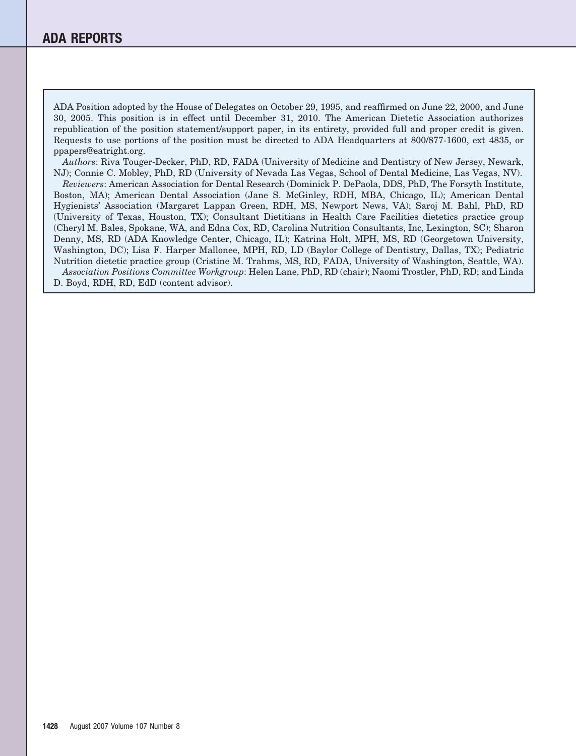ADA Position adopted by the House of Delegates on October 29, 1995, and reaffirmed on June 22, 2000, and June 30, 2005. This position is in effect until December 31, 2010. The American Dietetic Association authorizes republication of the position statement/support paper, in its entirety, provided full and proper credit is given. Requests to use portions of the position must be directed to ADA Headquarters at 800/877-1600, ext 4835, or ppapers@eatright.org.

*Authors*: Riva Touger-Decker, PhD, RD, FADA (University of Medicine and Dentistry of New Jersey, Newark, NJ); Connie C. Mobley, PhD, RD (University of Nevada Las Vegas, School of Dental Medicine, Las Vegas, NV).

*Reviewers*: American Association for Dental Research (Dominick P. DePaola, DDS, PhD, The Forsyth Institute, Boston, MA); American Dental Association (Jane S. McGinley, RDH, MBA, Chicago, IL); American Dental Hygienists' Association (Margaret Lappan Green, RDH, MS, Newport News, VA); Saroj M. Bahl, PhD, RD (University of Texas, Houston, TX); Consultant Dietitians in Health Care Facilities dietetics practice group (Cheryl M. Bales, Spokane, WA, and Edna Cox, RD, Carolina Nutrition Consultants, Inc, Lexington, SC); Sharon Denny, MS, RD (ADA Knowledge Center, Chicago, IL); Katrina Holt, MPH, MS, RD (Georgetown University, Washington, DC); Lisa F. Harper Mallonee, MPH, RD, LD (Baylor College of Dentistry, Dallas, TX); Pediatric Nutrition dietetic practice group (Cristine M. Trahms, MS, RD, FADA, University of Washington, Seattle, WA).

*Association Positions Committee Workgroup*: Helen Lane, PhD, RD (chair); Naomi Trostler, PhD, RD; and Linda D. Boyd, RDH, RD, EdD (content advisor).